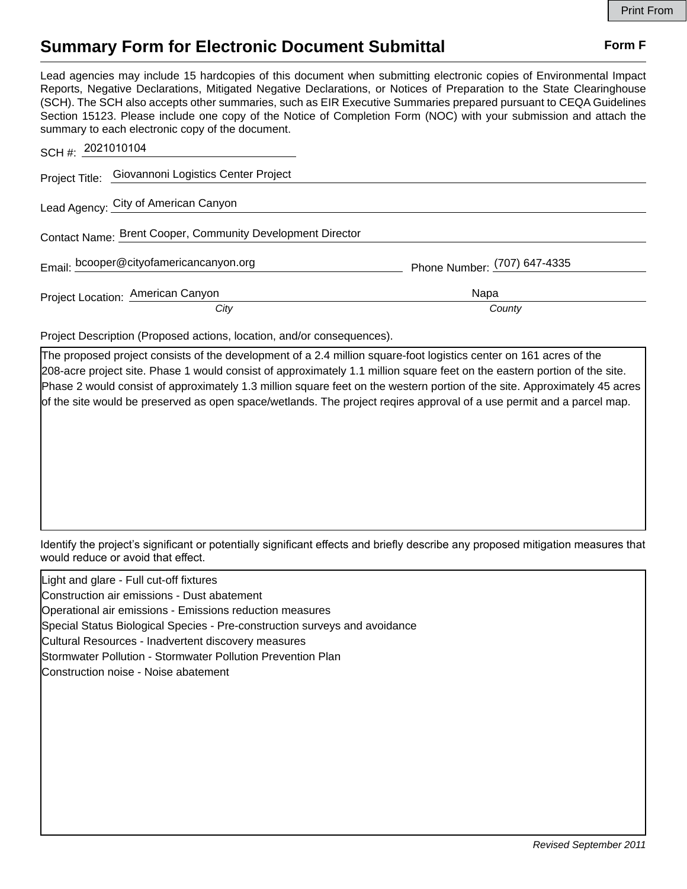# Summary Form for Electronic Document Submittal

**Form F**

Lead agencies may include 15 hardcopies of this document when submitting electronic copies of Environmental Impact Reports, Negative Declarations, Mitigated Negative Declarations, or Notices of Preparation to the State Clearinghouse (SCH). The SCH also accepts other summaries, such as EIR Executive Summaries prepared pursuant to CEQA Guidelines Section 15123. Please include one copy of the Notice of Completion Form (NOC) with your submission and attach the summary to each electronic copy of the document.

SCH #: 2021010104

Project Title: Giovannoni Logistics Center Project

Lead Agency: City of American Canyon

Contact Name: Brent Cooper, Community Development Director

Email: bcooper@cityofamericancanyon.org

Phone Number: (707) 647-4335

Project Location: American Canyon (*City*), Napa (*County*)

Project Description (Proposed actions, location, and/or consequences).

The proposed project consists of the development of a 2.4 million square-foot logistics center on 161 acres of the 208-acre project site. Phase 1 would consist of approximately 1.1 million square feet on the eastern portion of the site. Phase 2 would consist of approximately 1.3 million square feet on the western portion of the site. Approximately 45 acres of the site would be preserved as open space/wetlands. The project reqires approval of a use permit and a parcel map.

Identify the project's significant or potentially significant effects and briefly describe any proposed mitigation measures that would reduce or avoid that effect.

Light and glare - Full cut-off fixtures
Construction air emissions - Dust abatement
Operational air emissions - Emissions reduction measures
Special Status Biological Species - Pre-construction surveys and avoidance
Cultural Resources - Inadvertent discovery measures
Stormwater Pollution - Stormwater Pollution Prevention Plan
Construction noise - Noise abatement

*Revised September 2011*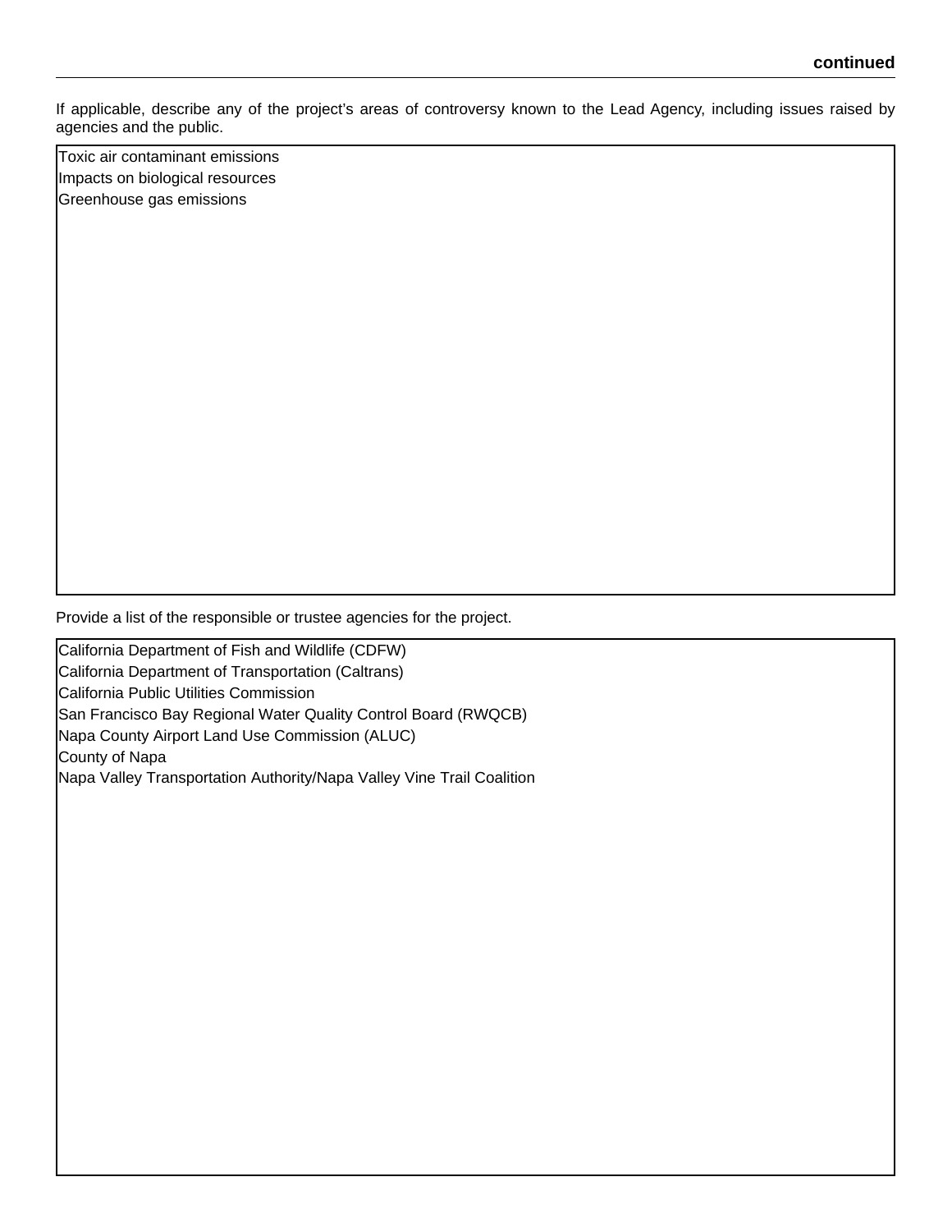**continued**

If applicable, describe any of the project's areas of controversy known to the Lead Agency, including issues raised by agencies and the public.

Toxic air contaminant emissions
Impacts on biological resources
Greenhouse gas emissions

Provide a list of the responsible or trustee agencies for the project.

California Department of Fish and Wildlife (CDFW)
California Department of Transportation (Caltrans)
California Public Utilities Commission
San Francisco Bay Regional Water Quality Control Board (RWQCB)
Napa County Airport Land Use Commission (ALUC)
County of Napa
Napa Valley Transportation Authority/Napa Valley Vine Trail Coalition